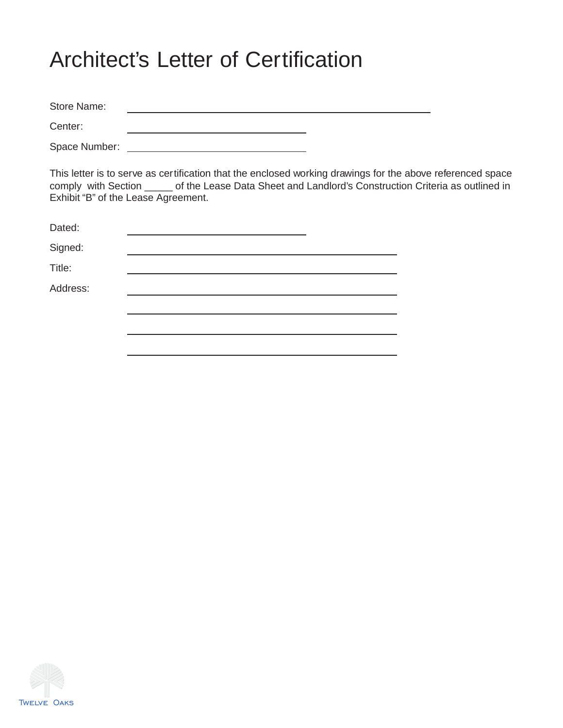# Architect's Letter of Certification

Store Name: ______________________________________________

Center: ____________________________

Space Number: ____________________________

This letter is to serve as certification that the enclosed working drawings for the above referenced space comply with Section _____ of the Lease Data Sheet and Landlord's Construction Criteria as outlined in Exhibit "B" of the Lease Agreement.

Dated: ____________________________

Signed: __________________________________________

Title: __________________________________________

Address: __________________________________________

__________________________________________

__________________________________________

__________________________________________

Twelve Oaks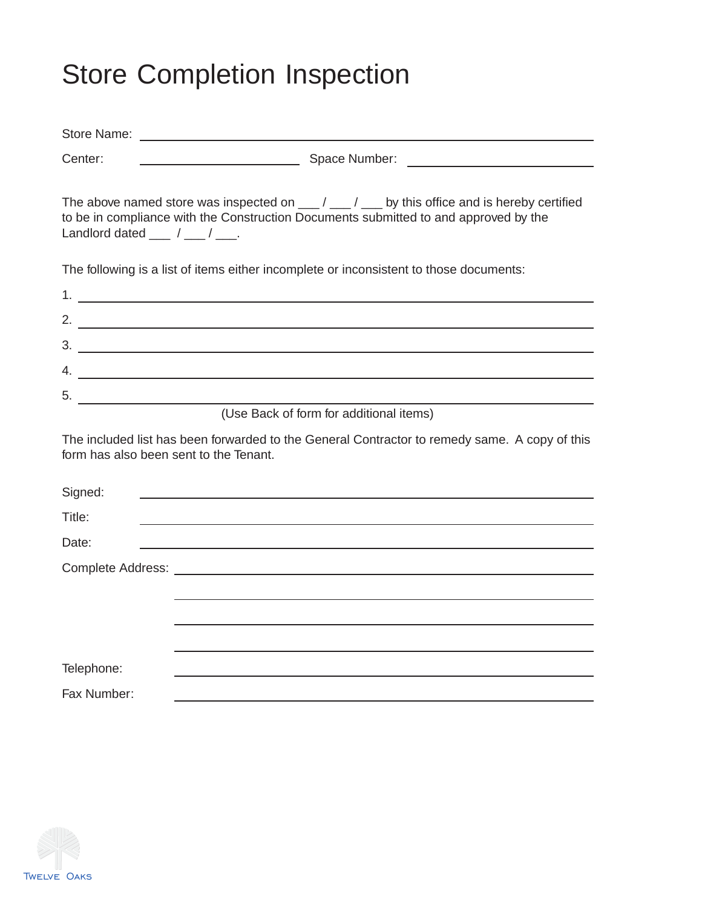# Store Completion Inspection

Store Name: ______________________________________________

Center: ____________________ Space Number: ____________________

The above named store was inspected on ___ / ___ / ___ by this office and is hereby certified to be in compliance with the Construction Documents submitted to and approved by the Landlord dated ___ / ___ / ___.

The following is a list of items either incomplete or inconsistent to those documents:

1. ______________________________________________
2. ______________________________________________
3. ______________________________________________
4. ______________________________________________
5. ______________________________________________

(Use Back of form for additional items)

The included list has been forwarded to the General Contractor to remedy same. A copy of this form has also been sent to the Tenant.

Signed: ______________________________________________

Title: ______________________________________________

Date: ______________________________________________

Complete Address: ______________________________________________

______________________________________________

______________________________________________

______________________________________________

Telephone: ______________________________________________

Fax Number: ______________________________________________

Twelve Oaks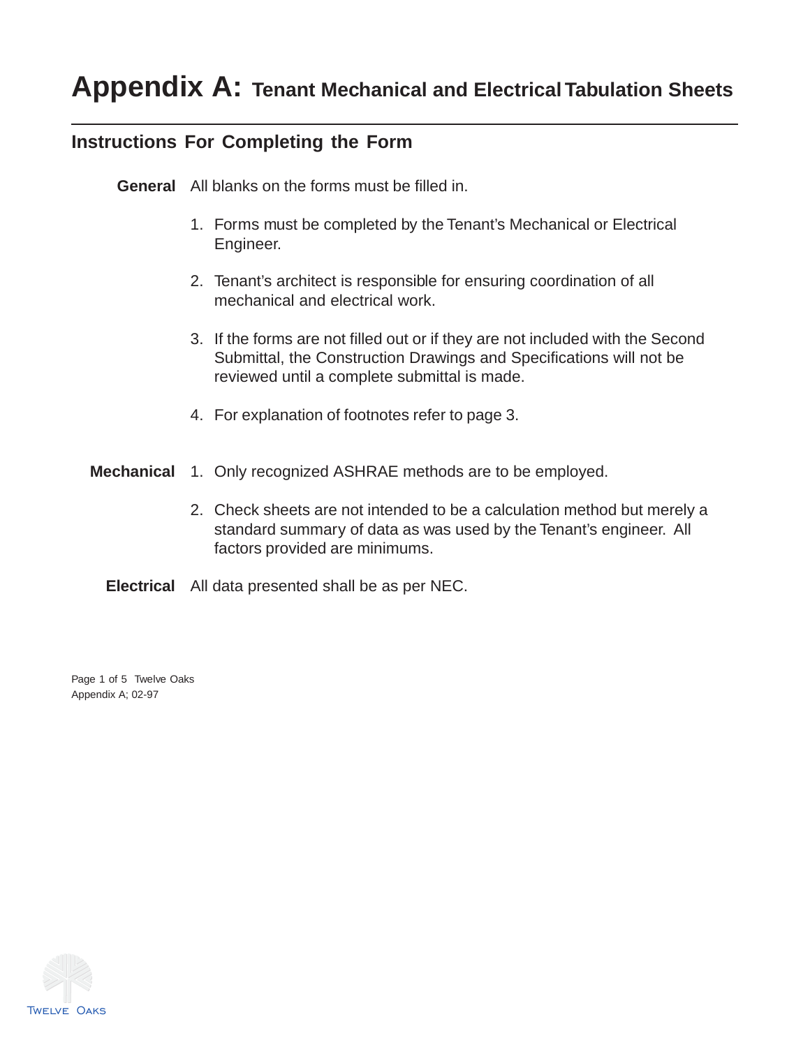# Appendix A: Tenant Mechanical and Electrical Tabulation Sheets

## Instructions For Completing the Form

**General** All blanks on the forms must be filled in.

1. Forms must be completed by the Tenant's Mechanical or Electrical Engineer.
2. Tenant's architect is responsible for ensuring coordination of all mechanical and electrical work.
3. If the forms are not filled out or if they are not included with the Second Submittal, the Construction Drawings and Specifications will not be reviewed until a complete submittal is made.
4. For explanation of footnotes refer to page 3.

**Mechanical**

1. Only recognized ASHRAE methods are to be employed.
2. Check sheets are not intended to be a calculation method but merely a standard summary of data as was used by the Tenant's engineer. All factors provided are minimums.

**Electrical** All data presented shall be as per NEC.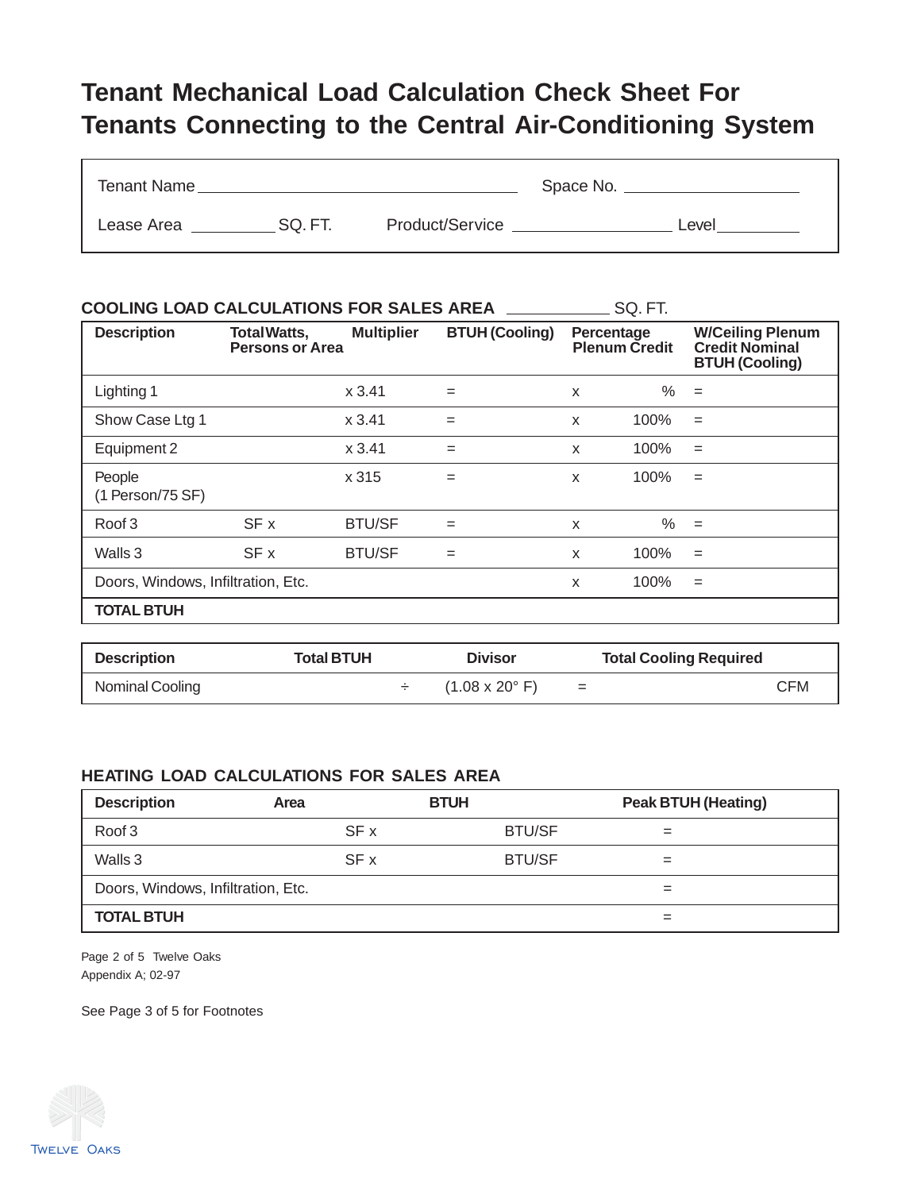# Tenant Mechanical Load Calculation Check Sheet For Tenants Connecting to the Central Air-Conditioning System

Tenant Name ______________________________ Space No. ________________

Lease Area __________ SQ. FT. Product/Service ________________ Level __________

## COOLING LOAD CALCULATIONS FOR SALES AREA __________ SQ. FT.

| Description | Total Watts, Persons or Area | Multiplier | BTUH (Cooling) | Percentage Plenum Credit | | W/Ceiling Plenum Credit Nominal BTUH (Cooling) |
|---|---|---|---|---|---|---|
| Lighting 1 | | x 3.41 | = | x | % | = |
| Show Case Ltg 1 | | x 3.41 | = | x | 100% | = |
| Equipment 2 | | x 3.41 | = | x | 100% | = |
| People (1 Person/75 SF) | | x 315 | = | x | 100% | = |
| Roof 3 | SF x | BTU/SF | = | x | % | = |
| Walls 3 | SF x | BTU/SF | = | x | 100% | = |
| Doors, Windows, Infiltration, Etc. | | | | x | 100% | = |
| **TOTAL BTUH** | | | | | | |

| Description | Total BTUH | | Divisor | | Total Cooling Required |
|---|---|---|---|---|---|
| Nominal Cooling | | ÷ | (1.08 x 20° F) | = | CFM |

## HEATING LOAD CALCULATIONS FOR SALES AREA

| Description | Area | BTUH | Peak BTUH (Heating) |
|---|---|---|---|
| Roof 3 | SF x | BTU/SF | = |
| Walls 3 | SF x | BTU/SF | = |
| Doors, Windows, Infiltration, Etc. | | | = |
| **TOTAL BTUH** | | | = |

Appendix A; 02-97

See Page 3 of 5 for Footnotes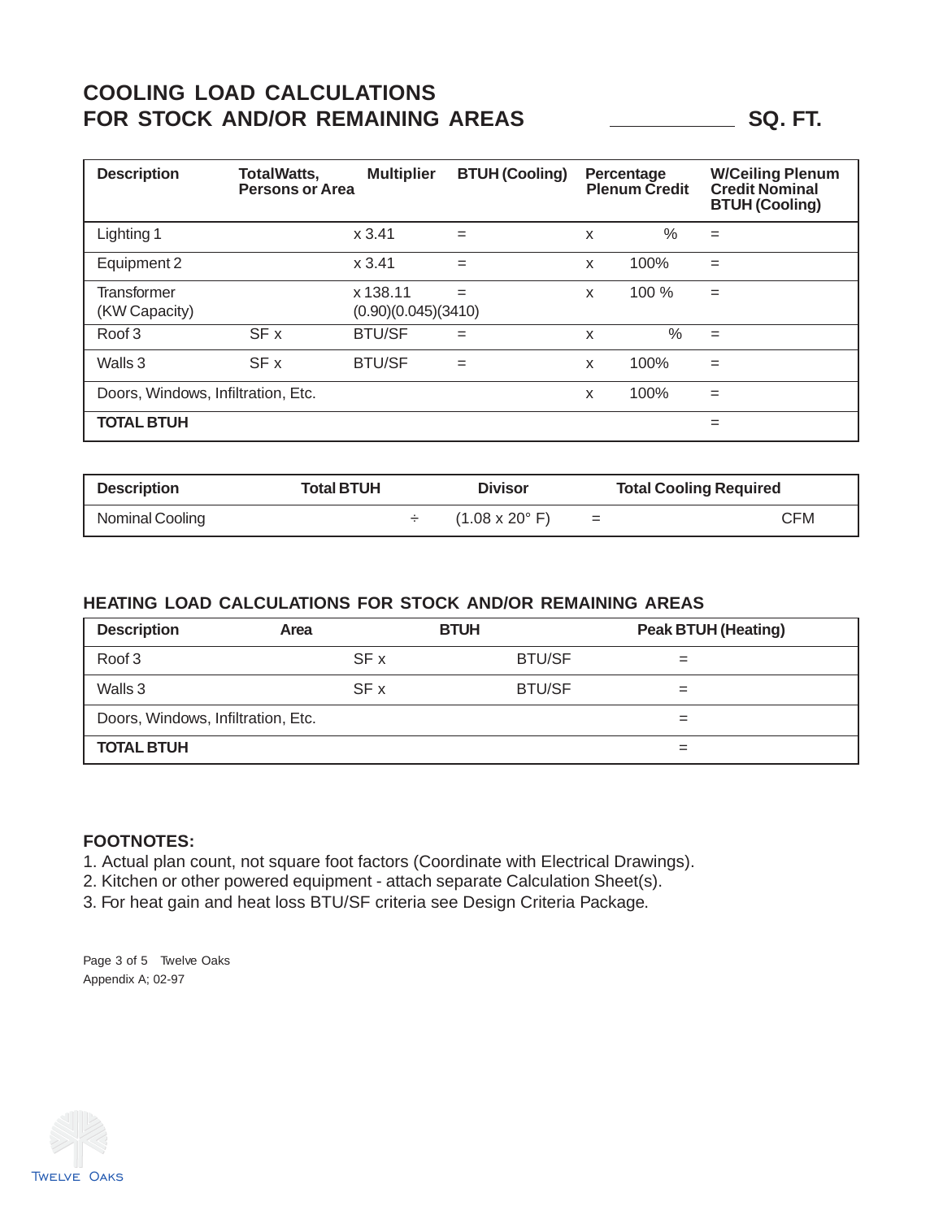# COOLING LOAD CALCULATIONS FOR STOCK AND/OR REMAINING AREAS

\_\_\_\_\_\_\_\_\_\_\_\_ SQ. FT.

| Description | Total Watts, Persons or Area | Multiplier | BTUH (Cooling) | Percentage Plenum Credit | W/Ceiling Plenum Credit Nominal BTUH (Cooling) |
|---|---|---|---|---|---|
| Lighting 1 | | x 3.41 | = | x % | = |
| Equipment 2 | | x 3.41 | = | x 100% | = |
| Transformer (KW Capacity) | | x 138.11 (0.90)(0.045)(3410) | = | x 100 % | = |
| Roof 3 | SF x | BTU/SF | = | x % | = |
| Walls 3 | SF x | BTU/SF | = | x 100% | = |
| Doors, Windows, Infiltration, Etc. | | | | x 100% | = |
| **TOTAL BTUH** | | | | | = |

| Description | Total BTUH | Divisor | Total Cooling Required |
|---|---|---|---|
| Nominal Cooling | ÷ | (1.08 x 20° F) | = CFM |

### HEATING LOAD CALCULATIONS FOR STOCK AND/OR REMAINING AREAS

| Description | Area | BTUH | Peak BTUH (Heating) |
|---|---|---|---|
| Roof 3 | SF x | BTU/SF | = |
| Walls 3 | SF x | BTU/SF | = |
| Doors, Windows, Infiltration, Etc. | | | = |
| **TOTAL BTUH** | | | = |

**FOOTNOTES:**
1. Actual plan count, not square foot factors (Coordinate with Electrical Drawings).
2. Kitchen or other powered equipment - attach separate Calculation Sheet(s).
3. For heat gain and heat loss BTU/SF criteria see Design Criteria Package.

Appendix A; 02-97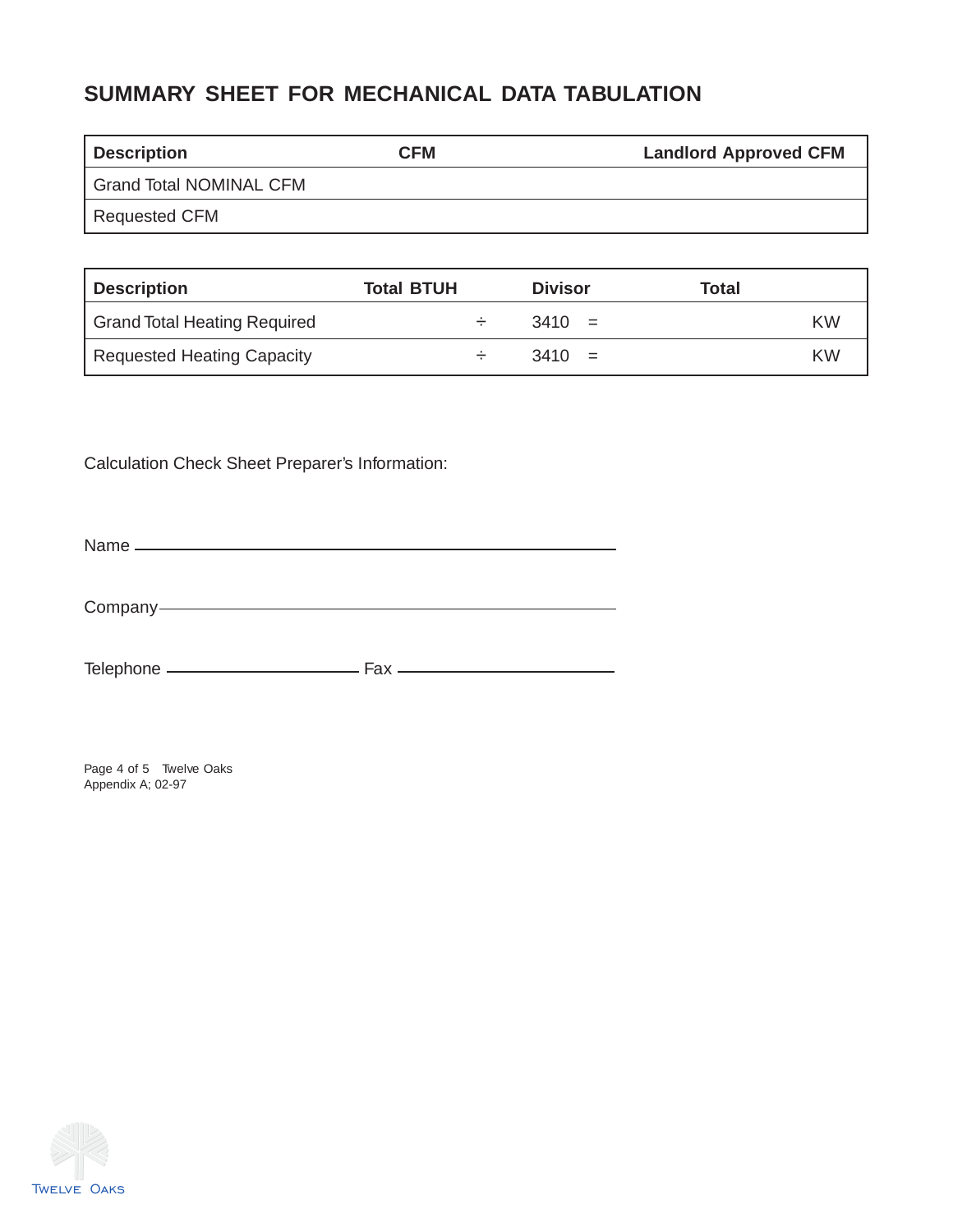## SUMMARY SHEET FOR MECHANICAL DATA TABULATION

| Description | CFM | Landlord Approved CFM |
| --- | --- | --- |
| Grand Total NOMINAL CFM | | |
| Requested CFM | | |

| Description | Total BTUH | Divisor | Total |
| --- | --- | --- | --- |
| Grand Total Heating Required | ÷ | 3410 = | KW |
| Requested Heating Capacity | ÷ | 3410 = | KW |

Calculation Check Sheet Preparer's Information:

Name ______________________________________________

Company ____________________________________________

Telephone ____________________ Fax ____________________

Page 4 of 5 Twelve Oaks
Appendix A; 02-97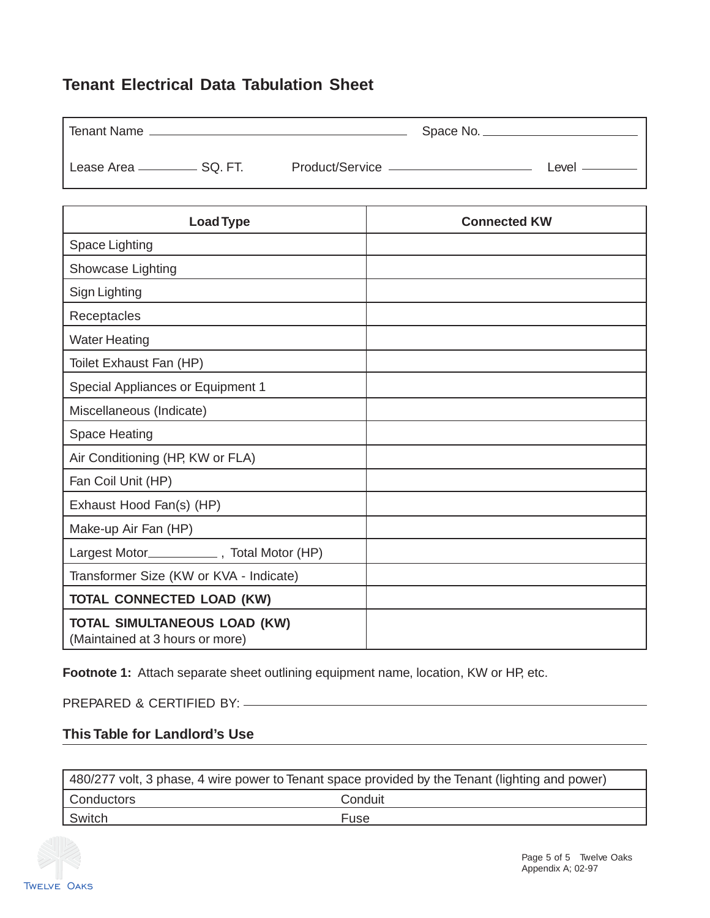# Tenant Electrical Data Tabulation Sheet

Tenant Name ______________________________ Space No. ____________________

Lease Area ________ SQ. FT. Product/Service ____________________ Level ________

| Load Type | Connected KW |
|---|---|
| Space Lighting | |
| Showcase Lighting | |
| Sign Lighting | |
| Receptacles | |
| Water Heating | |
| Toilet Exhaust Fan (HP) | |
| Special Appliances or Equipment 1 | |
| Miscellaneous (Indicate) | |
| Space Heating | |
| Air Conditioning (HP, KW or FLA) | |
| Fan Coil Unit (HP) | |
| Exhaust Hood Fan(s) (HP) | |
| Make-up Air Fan (HP) | |
| Largest Motor__________ , Total Motor (HP) | |
| Transformer Size (KW or KVA - Indicate) | |
| **TOTAL CONNECTED LOAD (KW)** | |
| **TOTAL SIMULTANEOUS LOAD (KW)** (Maintained at 3 hours or more) | |

**Footnote 1:** Attach separate sheet outlining equipment name, location, KW or HP, etc.

PREPARED & CERTIFIED BY: ______________________________

## This Table for Landlord's Use

| 480/277 volt, 3 phase, 4 wire power to Tenant space provided by the Tenant (lighting and power) | |
|---|---|
| Conductors | Conduit |
| Switch | Fuse |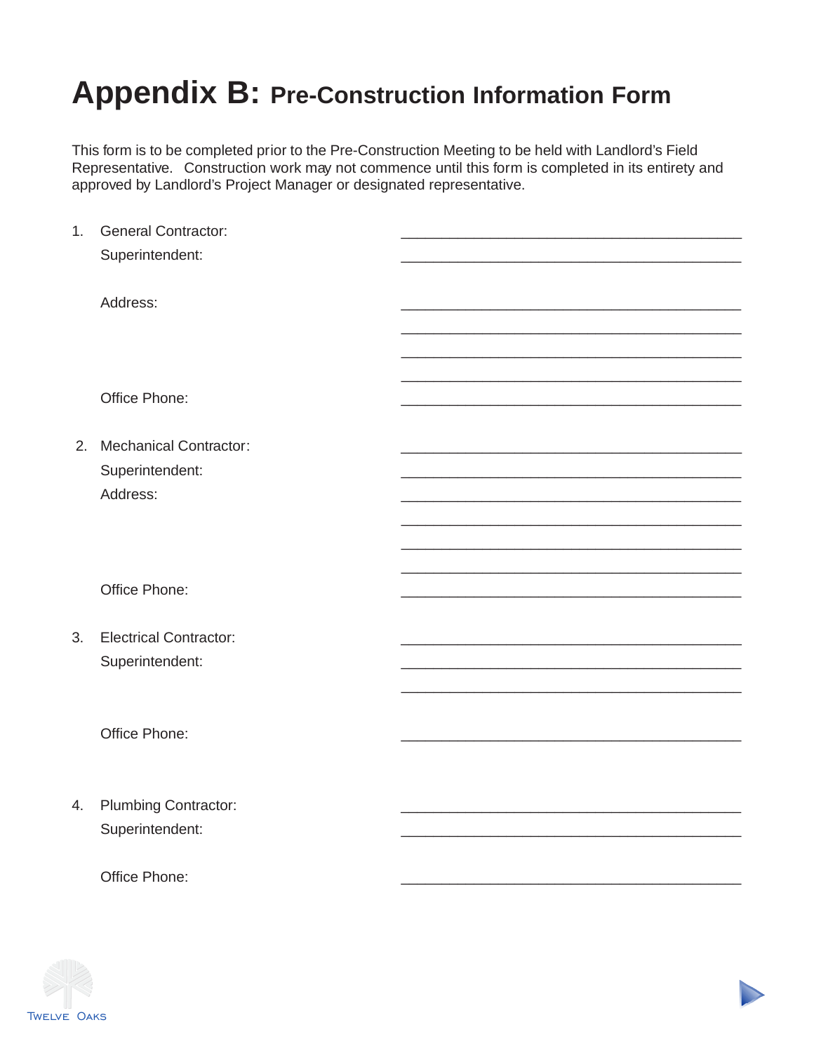# Appendix B: Pre-Construction Information Form

This form is to be completed prior to the Pre-Construction Meeting to be held with Landlord's Field Representative. Construction work may not commence until this form is completed in its entirety and approved by Landlord's Project Manager or designated representative.

1. General Contractor: ___________________________________________

   Superintendent: ___________________________________________

   Address: ___________________________________________

   ___________________________________________

   ___________________________________________

   ___________________________________________

   Office Phone: ___________________________________________

2. Mechanical Contractor: ___________________________________________

   Superintendent: ___________________________________________

   Address: ___________________________________________

   ___________________________________________

   ___________________________________________

   ___________________________________________

   Office Phone: ___________________________________________

3. Electrical Contractor: ___________________________________________

   Superintendent: ___________________________________________

   ___________________________________________

   Office Phone: ___________________________________________

4. Plumbing Contractor: ___________________________________________

   Superintendent: ___________________________________________

   Office Phone: ___________________________________________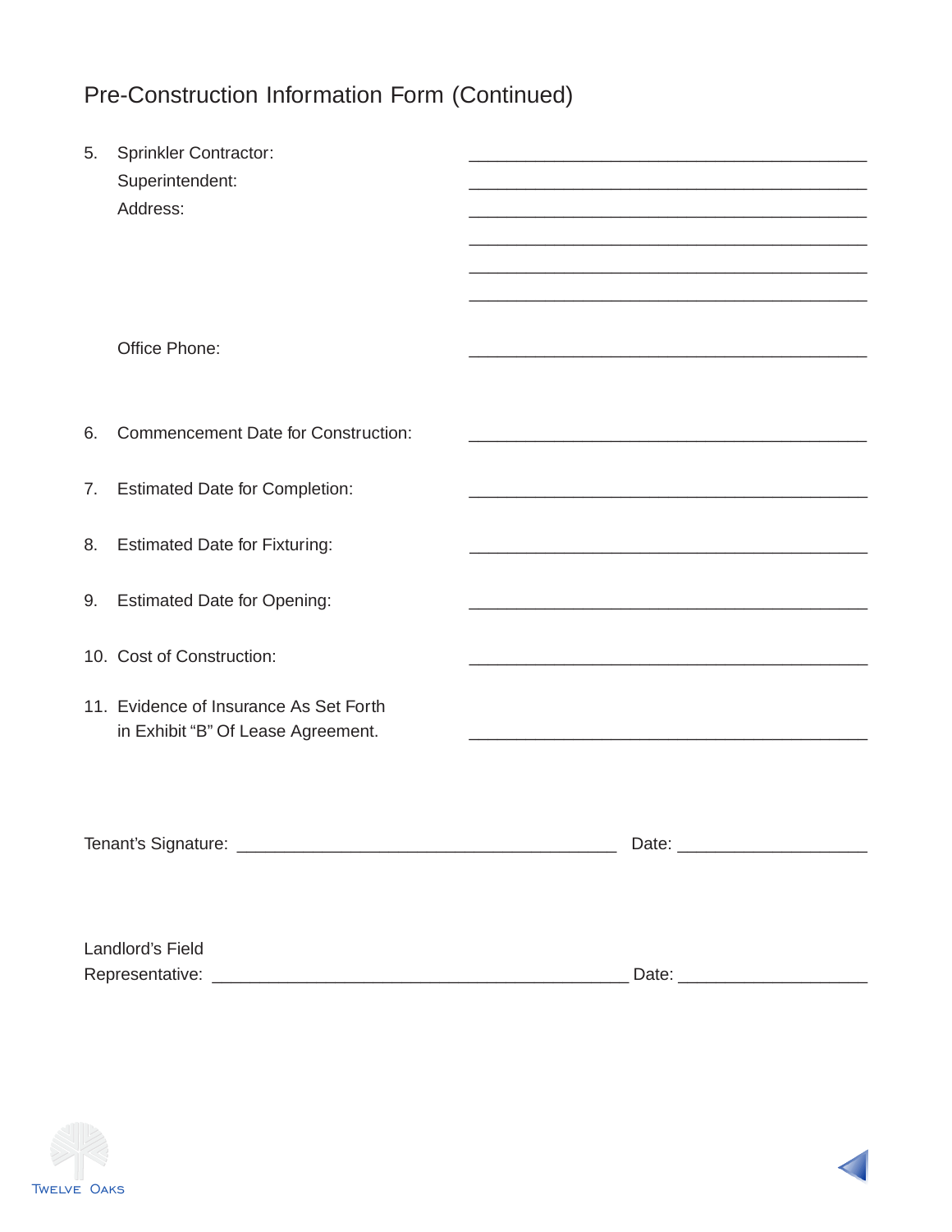# Pre-Construction Information Form (Continued)

5. Sprinkler Contractor: ____________________________________________

   Superintendent: ____________________________________________

   Address: ____________________________________________

   ____________________________________________

   ____________________________________________

   ____________________________________________

   Office Phone: ____________________________________________

6. Commencement Date for Construction: ____________________________________________

7. Estimated Date for Completion: ____________________________________________

8. Estimated Date for Fixturing: ____________________________________________

9. Estimated Date for Opening: ____________________________________________

10. Cost of Construction: ____________________________________________

11. Evidence of Insurance As Set Forth in Exhibit "B" Of Lease Agreement. ____________________________________________

Tenant's Signature: ________________________________________ Date: ____________________

Landlord's Field Representative: ____________________________________________ Date: ____________________

Twelve Oaks